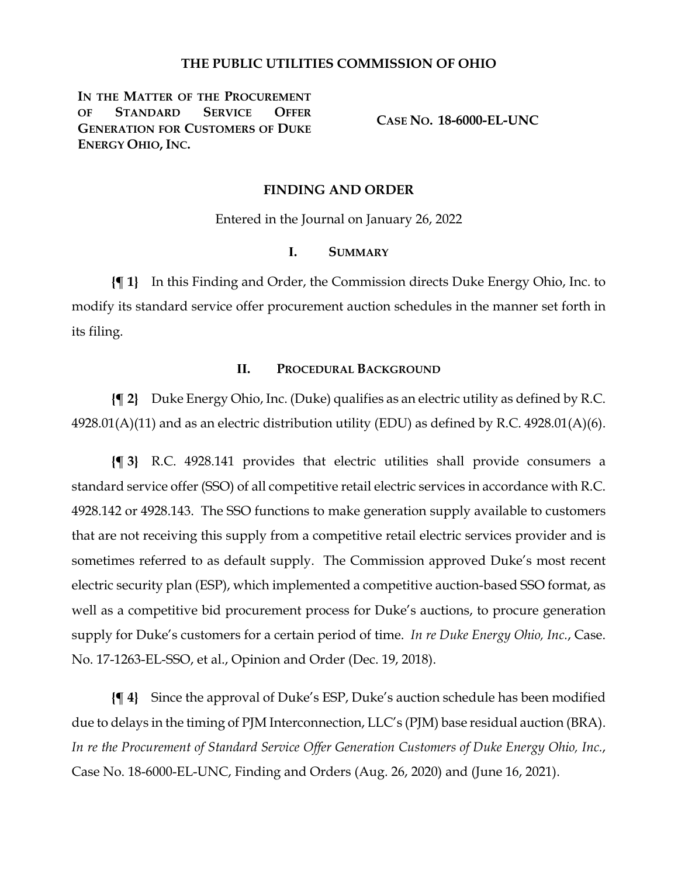# THE PUBLIC UTILITIES COMMISSION OF OHIO

**IN THE MATTER OF THE PROCUREMENT OF STANDARD SERVICE OFFER GENERATION FOR CUSTOMERS OF DUKE ENERGY OHIO, INC.**

**CASE NO. 18-6000-EL-UNC**

## FINDING AND ORDER

Entered in the Journal on January 26, 2022

### I. SUMMARY

**{¶ 1}** In this Finding and Order, the Commission directs Duke Energy Ohio, Inc. to modify its standard service offer procurement auction schedules in the manner set forth in its filing.

### II. PROCEDURAL BACKGROUND

**{¶ 2}** Duke Energy Ohio, Inc. (Duke) qualifies as an electric utility as defined by R.C. 4928.01(A)(11) and as an electric distribution utility (EDU) as defined by R.C. 4928.01(A)(6).

**{¶ 3}** R.C. 4928.141 provides that electric utilities shall provide consumers a standard service offer (SSO) of all competitive retail electric services in accordance with R.C. 4928.142 or 4928.143. The SSO functions to make generation supply available to customers that are not receiving this supply from a competitive retail electric services provider and is sometimes referred to as default supply. The Commission approved Duke's most recent electric security plan (ESP), which implemented a competitive auction-based SSO format, as well as a competitive bid procurement process for Duke's auctions, to procure generation supply for Duke's customers for a certain period of time. *In re Duke Energy Ohio, Inc.*, Case. No. 17-1263-EL-SSO, et al., Opinion and Order (Dec. 19, 2018).

**{¶ 4}** Since the approval of Duke's ESP, Duke's auction schedule has been modified due to delays in the timing of PJM Interconnection, LLC's (PJM) base residual auction (BRA). *In re the Procurement of Standard Service Offer Generation Customers of Duke Energy Ohio, Inc.*, Case No. 18-6000-EL-UNC, Finding and Orders (Aug. 26, 2020) and (June 16, 2021).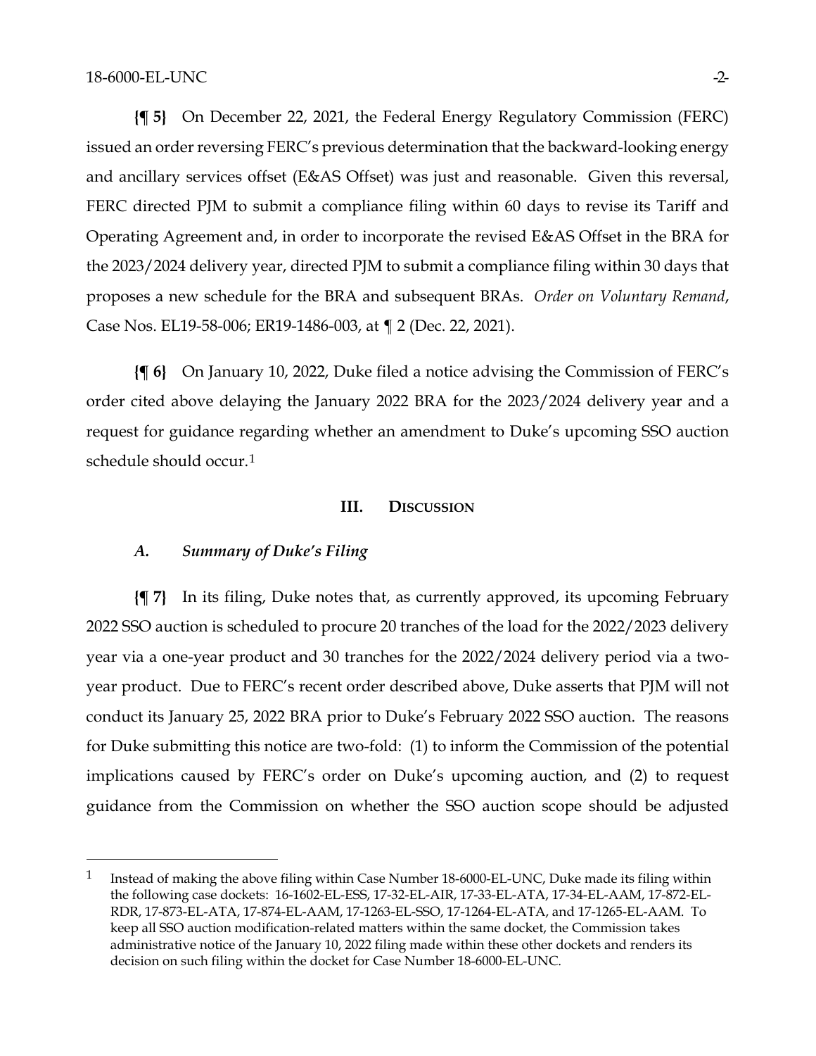**{¶ 5}** On December 22, 2021, the Federal Energy Regulatory Commission (FERC) issued an order reversing FERC's previous determination that the backward-looking energy and ancillary services offset (E&AS Offset) was just and reasonable. Given this reversal, FERC directed PJM to submit a compliance filing within 60 days to revise its Tariff and Operating Agreement and, in order to incorporate the revised E&AS Offset in the BRA for the 2023/2024 delivery year, directed PJM to submit a compliance filing within 30 days that proposes a new schedule for the BRA and subsequent BRAs. *Order on Voluntary Remand*, Case Nos. EL19-58-006; ER19-1486-003, at ¶ 2 (Dec. 22, 2021).

**{¶ 6}** On January 10, 2022, Duke filed a notice advising the Commission of FERC's order cited above delaying the January 2022 BRA for the 2023/2024 delivery year and a request for guidance regarding whether an amendment to Duke's upcoming SSO auction schedule should occur.[1]

## III. Discussion

### *A. Summary of Duke's Filing*

**{¶ 7}** In its filing, Duke notes that, as currently approved, its upcoming February 2022 SSO auction is scheduled to procure 20 tranches of the load for the 2022/2023 delivery year via a one-year product and 30 tranches for the 2022/2024 delivery period via a two-year product. Due to FERC's recent order described above, Duke asserts that PJM will not conduct its January 25, 2022 BRA prior to Duke's February 2022 SSO auction. The reasons for Duke submitting this notice are two-fold: (1) to inform the Commission of the potential implications caused by FERC's order on Duke's upcoming auction, and (2) to request guidance from the Commission on whether the SSO auction scope should be adjusted

---

[1] Instead of making the above filing within Case Number 18-6000-EL-UNC, Duke made its filing within the following case dockets: 16-1602-EL-ESS, 17-32-EL-AIR, 17-33-EL-ATA, 17-34-EL-AAM, 17-872-EL-RDR, 17-873-EL-ATA, 17-874-EL-AAM, 17-1263-EL-SSO, 17-1264-EL-ATA, and 17-1265-EL-AAM. To keep all SSO auction modification-related matters within the same docket, the Commission takes administrative notice of the January 10, 2022 filing made within these other dockets and renders its decision on such filing within the docket for Case Number 18-6000-EL-UNC.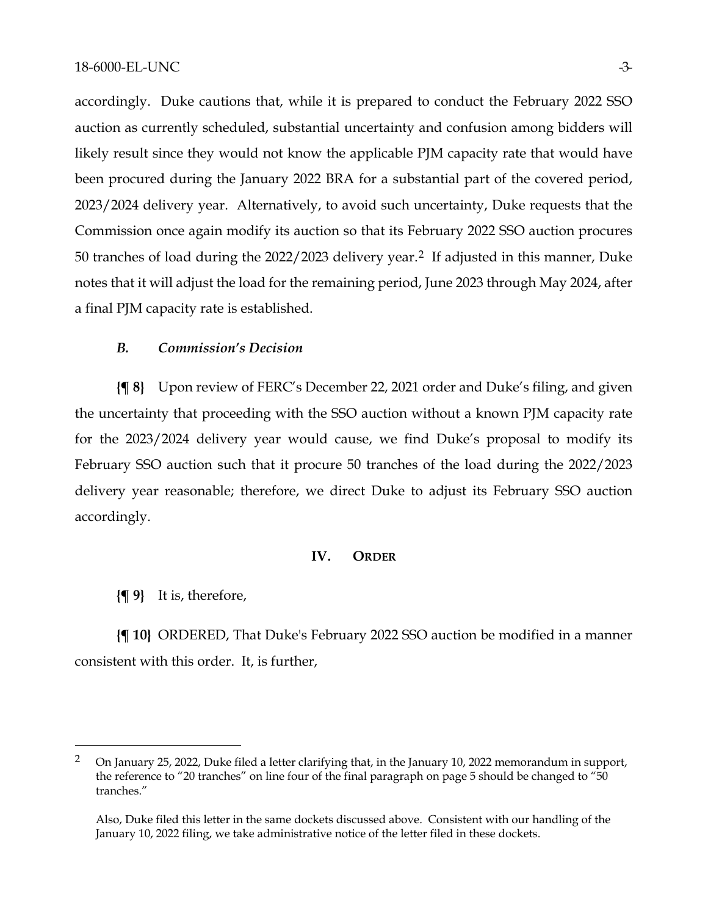accordingly. Duke cautions that, while it is prepared to conduct the February 2022 SSO auction as currently scheduled, substantial uncertainty and confusion among bidders will likely result since they would not know the applicable PJM capacity rate that would have been procured during the January 2022 BRA for a substantial part of the covered period, 2023/2024 delivery year. Alternatively, to avoid such uncertainty, Duke requests that the Commission once again modify its auction so that its February 2022 SSO auction procures 50 tranches of load during the 2022/2023 delivery year.[2] If adjusted in this manner, Duke notes that it will adjust the load for the remaining period, June 2023 through May 2024, after a final PJM capacity rate is established.

### *B. Commission's Decision*

**{¶ 8}** Upon review of FERC's December 22, 2021 order and Duke's filing, and given the uncertainty that proceeding with the SSO auction without a known PJM capacity rate for the 2023/2024 delivery year would cause, we find Duke's proposal to modify its February SSO auction such that it procure 50 tranches of the load during the 2022/2023 delivery year reasonable; therefore, we direct Duke to adjust its February SSO auction accordingly.

## IV. ORDER

**{¶ 9}** It is, therefore,

**{¶ 10}** ORDERED, That Duke's February 2022 SSO auction be modified in a manner consistent with this order. It is, further,

---

[2] On January 25, 2022, Duke filed a letter clarifying that, in the January 10, 2022 memorandum in support, the reference to "20 tranches" on line four of the final paragraph on page 5 should be changed to "50 tranches."

Also, Duke filed this letter in the same dockets discussed above. Consistent with our handling of the January 10, 2022 filing, we take administrative notice of the letter filed in these dockets.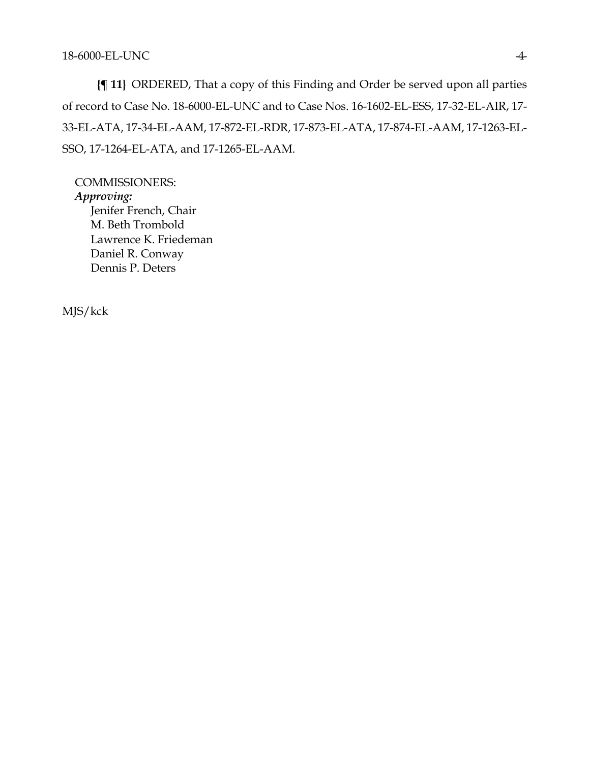**{¶ 11}** ORDERED, That a copy of this Finding and Order be served upon all parties of record to Case No. 18-6000-EL-UNC and to Case Nos. 16-1602-EL-ESS, 17-32-EL-AIR, 17-33-EL-ATA, 17-34-EL-AAM, 17-872-EL-RDR, 17-873-EL-ATA, 17-874-EL-AAM, 17-1263-EL-SSO, 17-1264-EL-ATA, and 17-1265-EL-AAM.

COMMISSIONERS:
*Approving:*
Jenifer French, Chair
M. Beth Trombold
Lawrence K. Friedeman
Daniel R. Conway
Dennis P. Deters

MJS/kck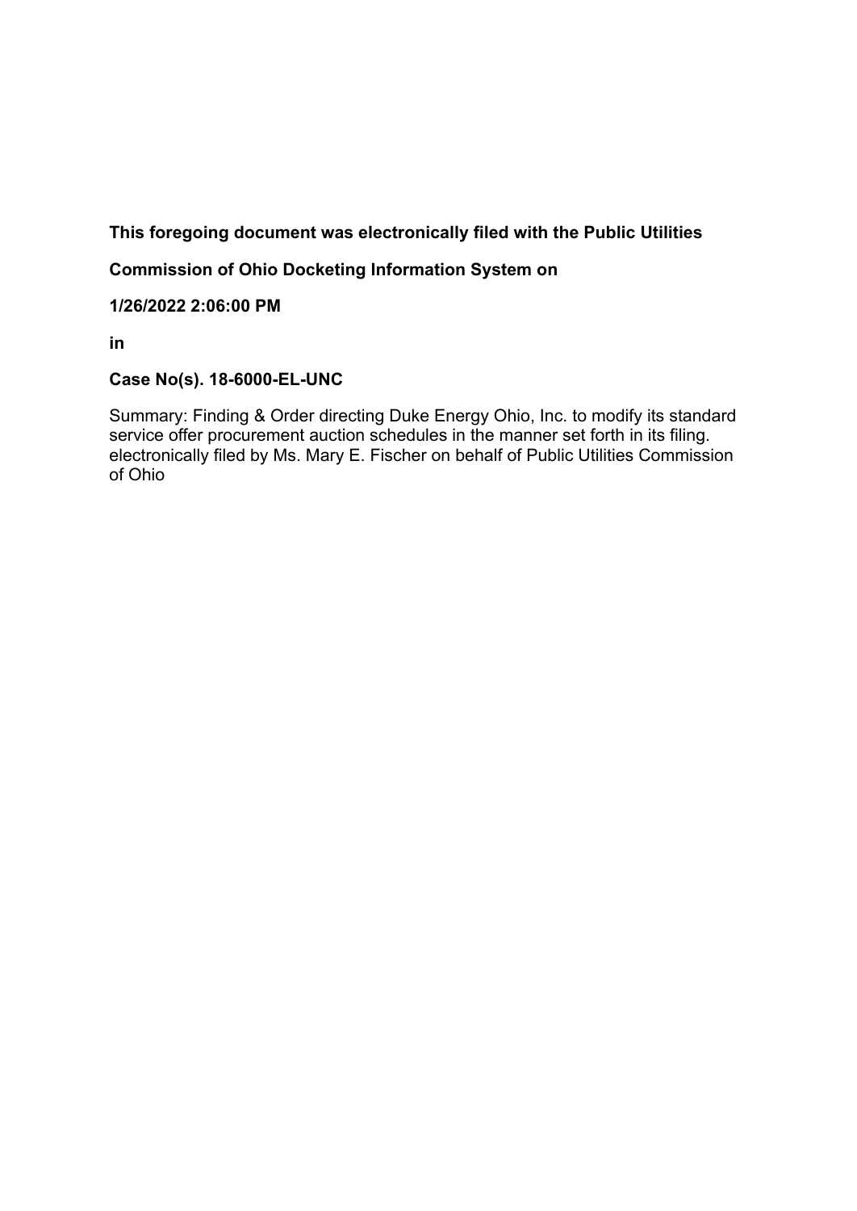**This foregoing document was electronically filed with the Public Utilities**

**Commission of Ohio Docketing Information System on**

**1/26/2022 2:06:00 PM**

**in**

**Case No(s). 18-6000-EL-UNC**

Summary: Finding & Order directing Duke Energy Ohio, Inc. to modify its standard service offer procurement auction schedules in the manner set forth in its filing. electronically filed by Ms. Mary E. Fischer on behalf of Public Utilities Commission of Ohio